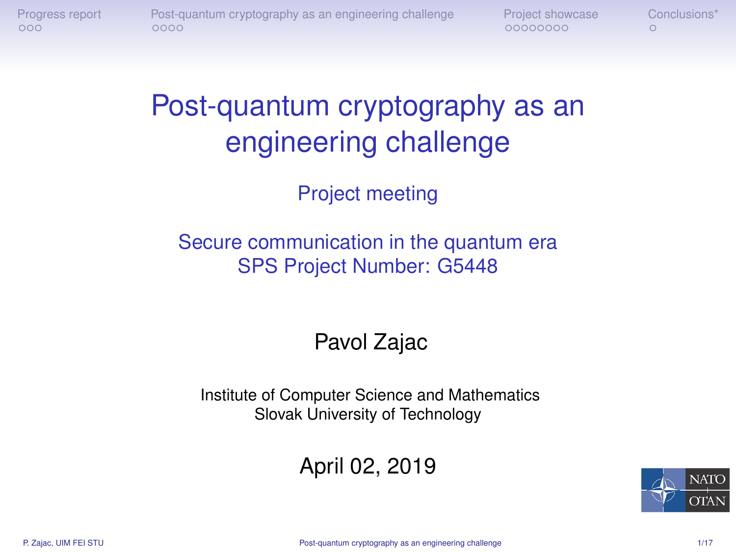# Post-quantum cryptography as an engineering challenge

Project meeting

Secure communication in the quantum era
SPS Project Number: G5448

Pavol Zajac

Institute of Computer Science and Mathematics
Slovak University of Technology

April 02, 2019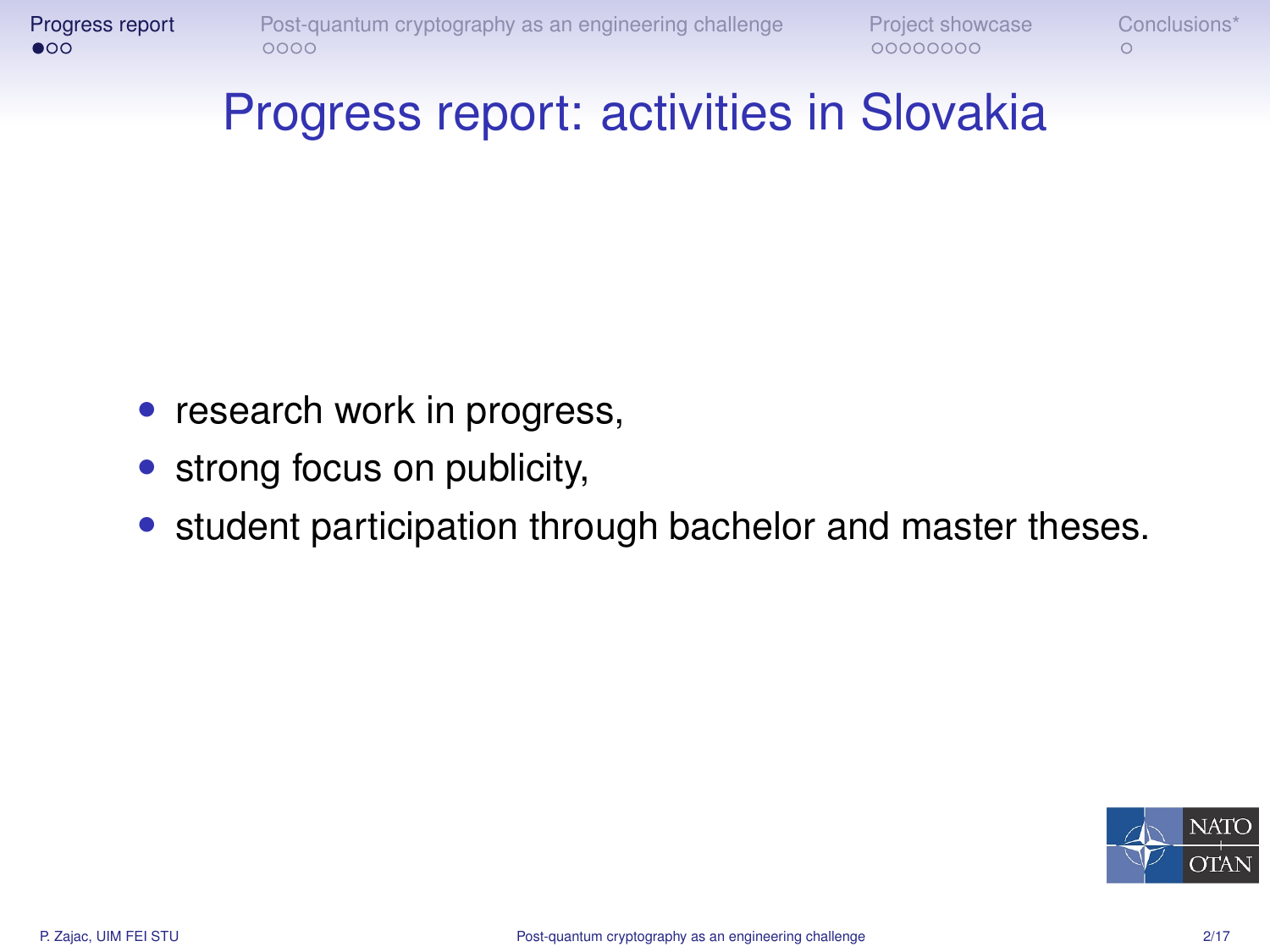# Progress report: activities in Slovakia

- research work in progress,
- strong focus on publicity,
- student participation through bachelor and master theses.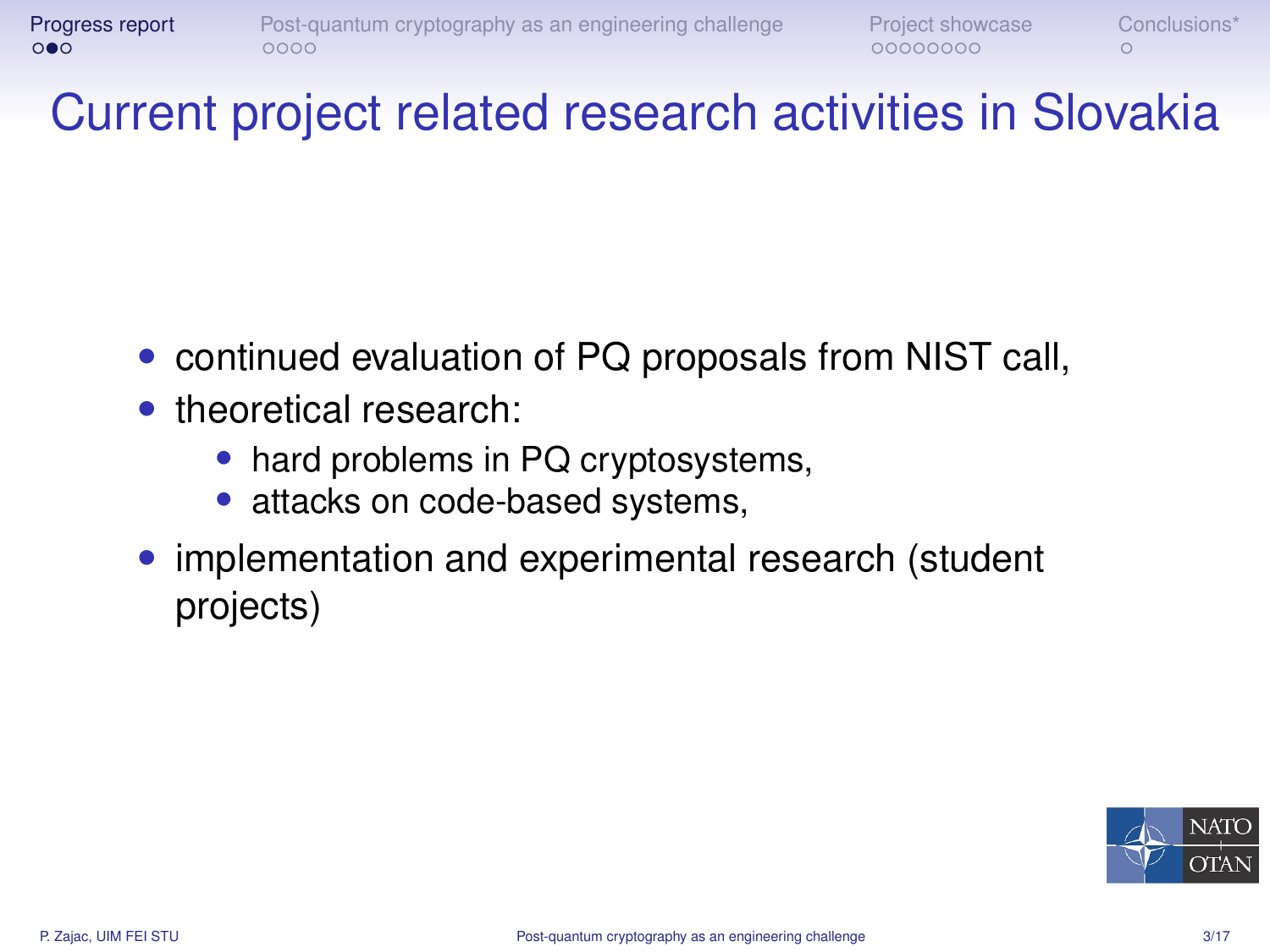# Current project related research activities in Slovakia

- continued evaluation of PQ proposals from NIST call,
- theoretical research:
  - hard problems in PQ cryptosystems,
  - attacks on code-based systems,
- implementation and experimental research (student projects)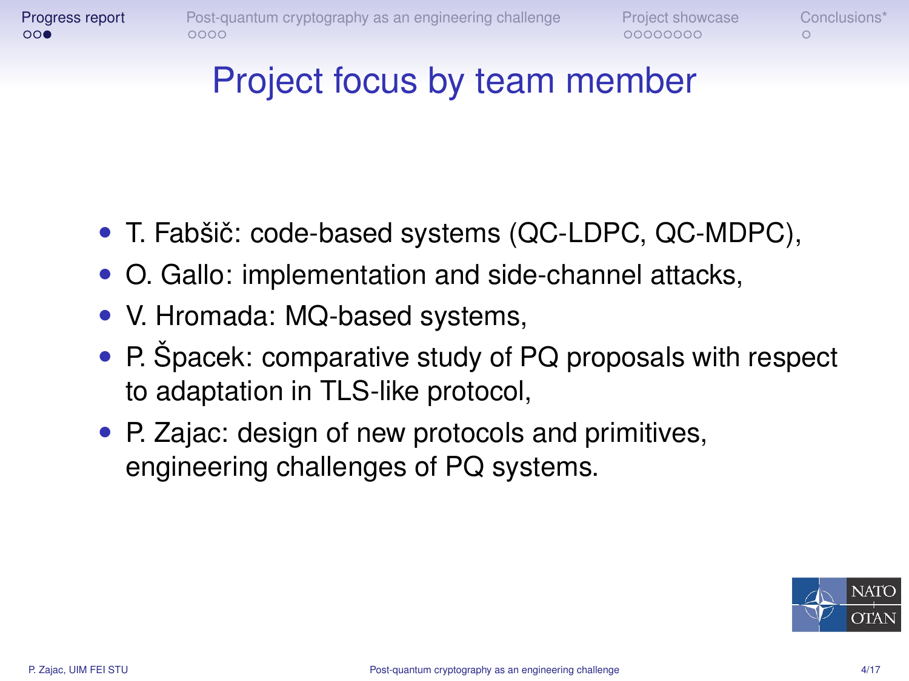# Project focus by team member

- T. Fabšič: code-based systems (QC-LDPC, QC-MDPC),
- O. Gallo: implementation and side-channel attacks,
- V. Hromada: MQ-based systems,
- P. Špacek: comparative study of PQ proposals with respect to adaptation in TLS-like protocol,
- P. Zajac: design of new protocols and primitives, engineering challenges of PQ systems.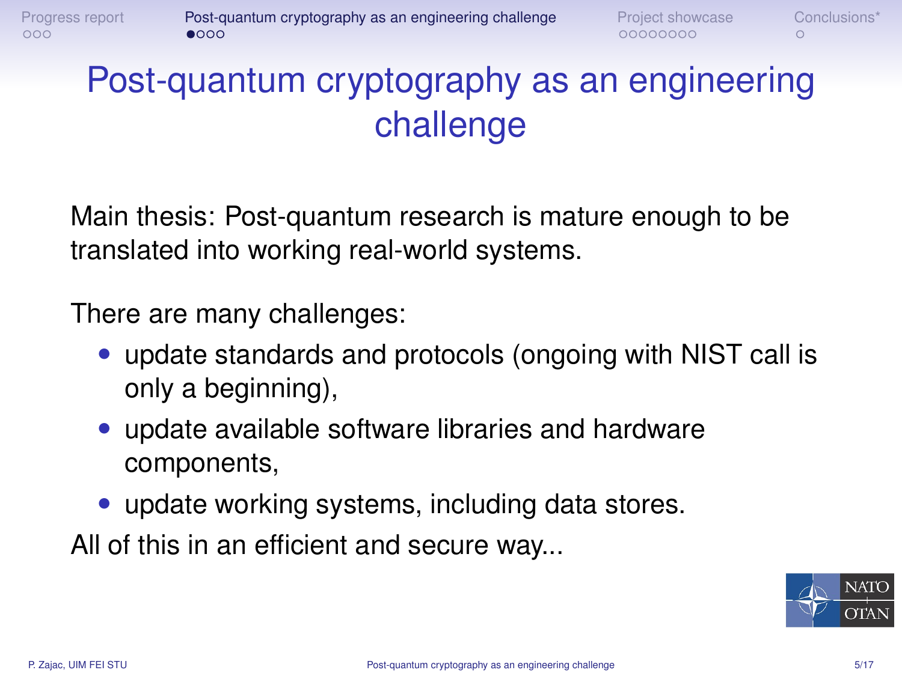# Post-quantum cryptography as an engineering challenge

Main thesis: Post-quantum research is mature enough to be translated into working real-world systems.

There are many challenges:

- update standards and protocols (ongoing with NIST call is only a beginning),
- update available software libraries and hardware components,
- update working systems, including data stores.

All of this in an efficient and secure way...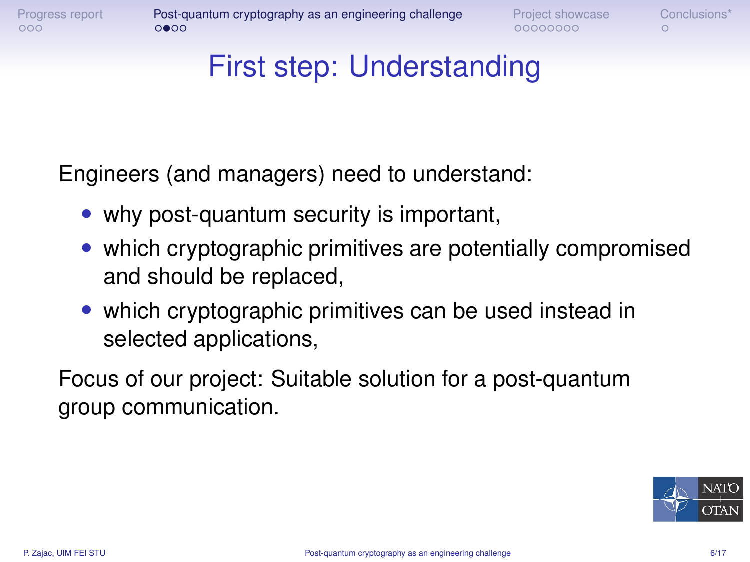# First step: Understanding

Engineers (and managers) need to understand:

- why post-quantum security is important,
- which cryptographic primitives are potentially compromised and should be replaced,
- which cryptographic primitives can be used instead in selected applications,

Focus of our project: Suitable solution for a post-quantum group communication.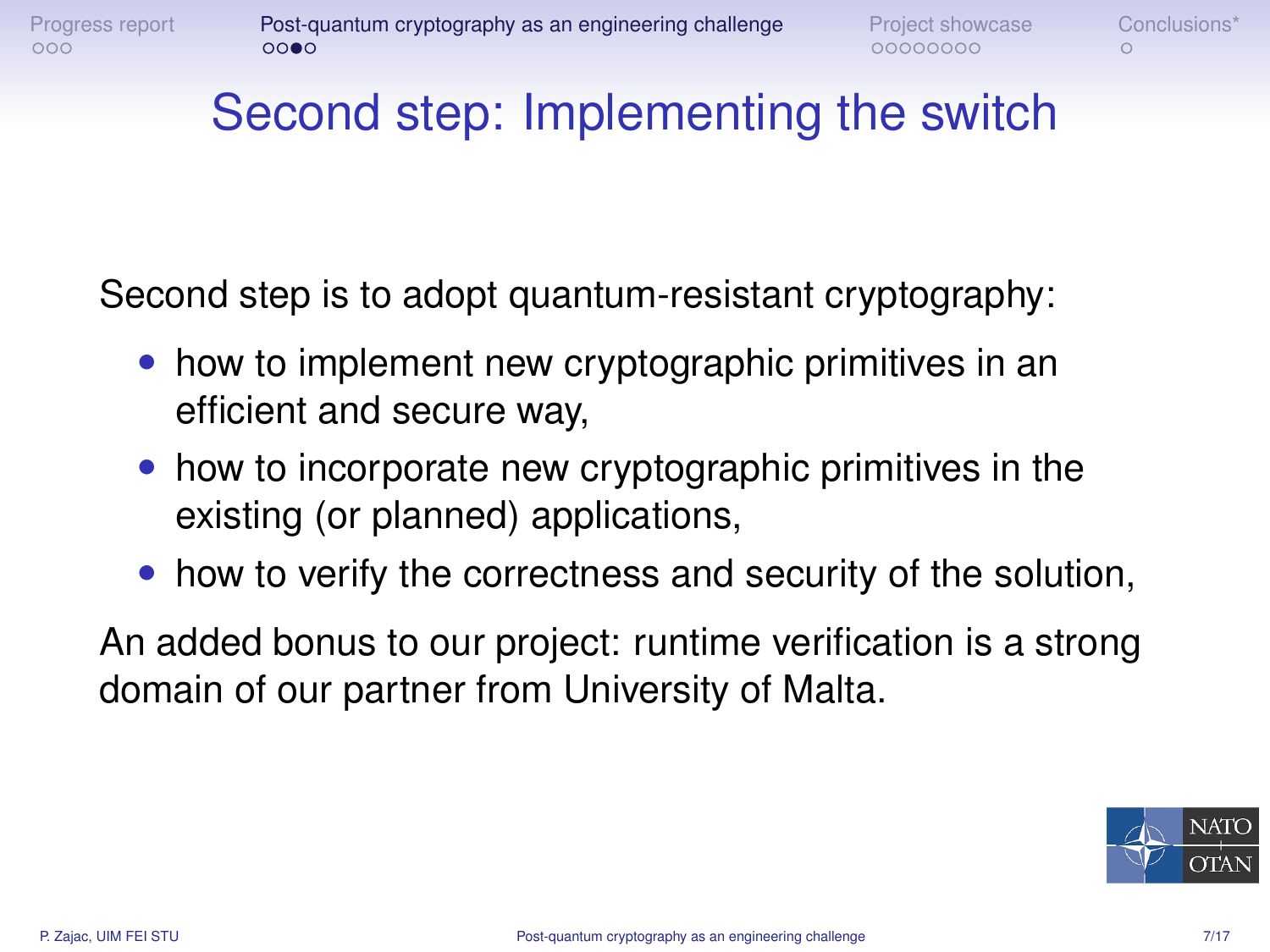# Second step: Implementing the switch

Second step is to adopt quantum-resistant cryptography:

- how to implement new cryptographic primitives in an efficient and secure way,
- how to incorporate new cryptographic primitives in the existing (or planned) applications,
- how to verify the correctness and security of the solution,

An added bonus to our project: runtime verification is a strong domain of our partner from University of Malta.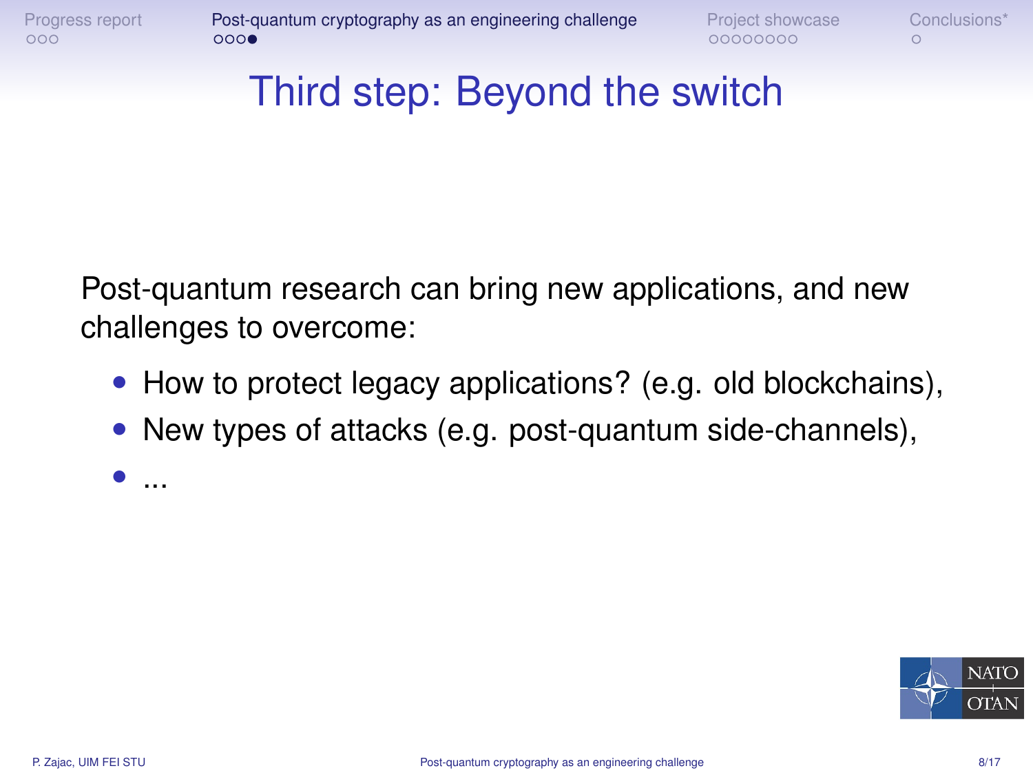# Third step: Beyond the switch

Post-quantum research can bring new applications, and new challenges to overcome:

- How to protect legacy applications? (e.g. old blockchains),
- New types of attacks (e.g. post-quantum side-channels),
- ...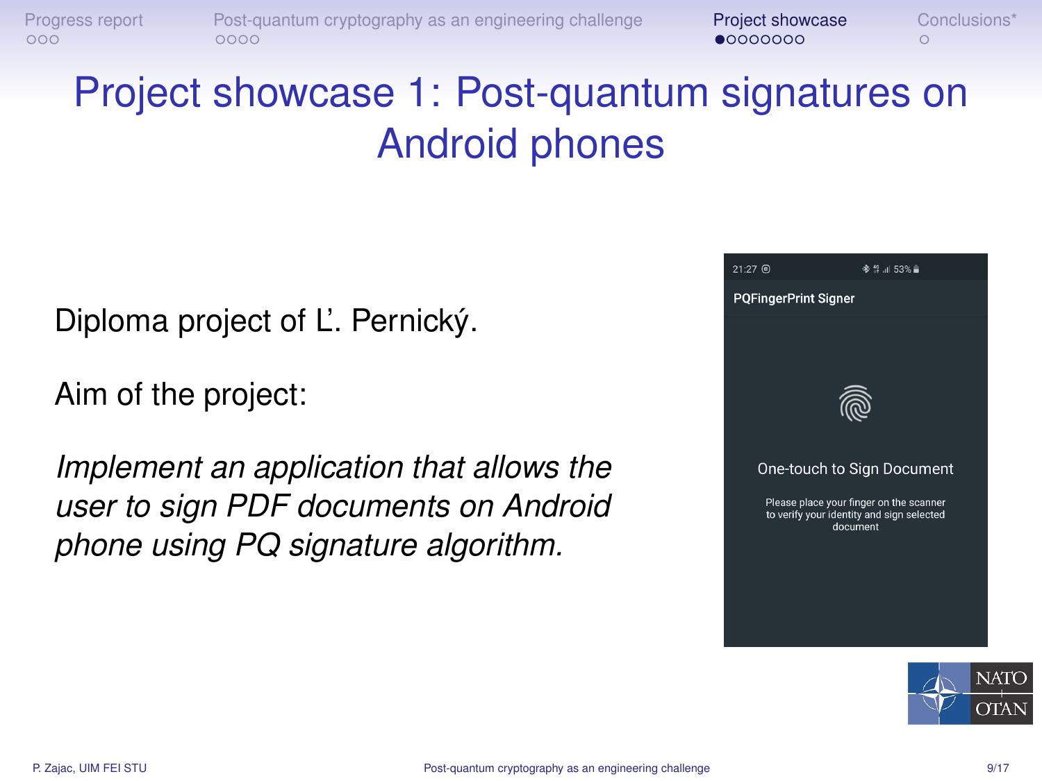# Project showcase 1: Post-quantum signatures on Android phones

Diploma project of Ľ. Pernický.

Aim of the project:

*Implement an application that allows the user to sign PDF documents on Android phone using PQ signature algorithm.*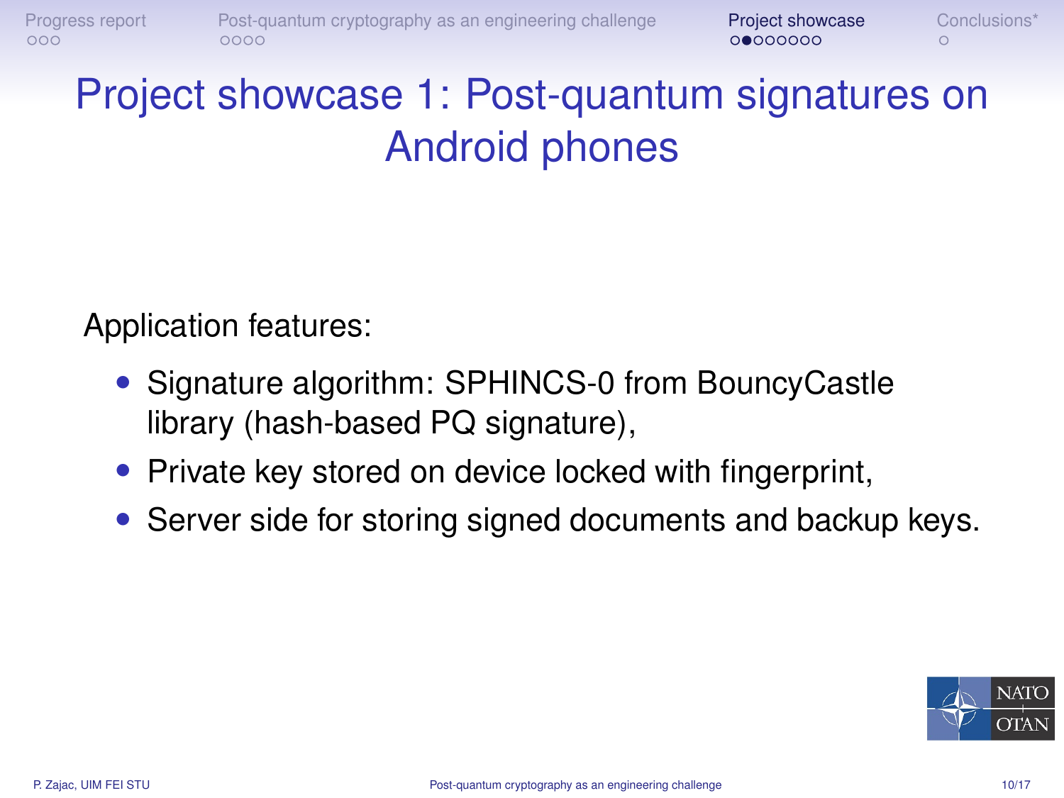# Project showcase 1: Post-quantum signatures on Android phones

Application features:

- Signature algorithm: SPHINCS-0 from BouncyCastle library (hash-based PQ signature),
- Private key stored on device locked with fingerprint,
- Server side for storing signed documents and backup keys.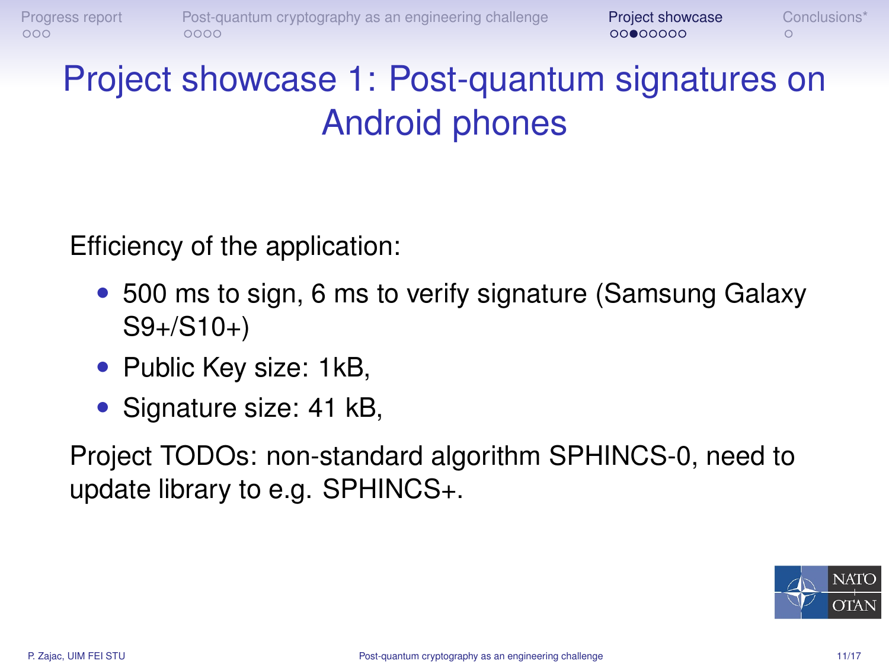# Project showcase 1: Post-quantum signatures on Android phones

Efficiency of the application:

- 500 ms to sign, 6 ms to verify signature (Samsung Galaxy S9+/S10+)
- Public Key size: 1kB,
- Signature size: 41 kB,

Project TODOs: non-standard algorithm SPHINCS-0, need to update library to e.g. SPHINCS+.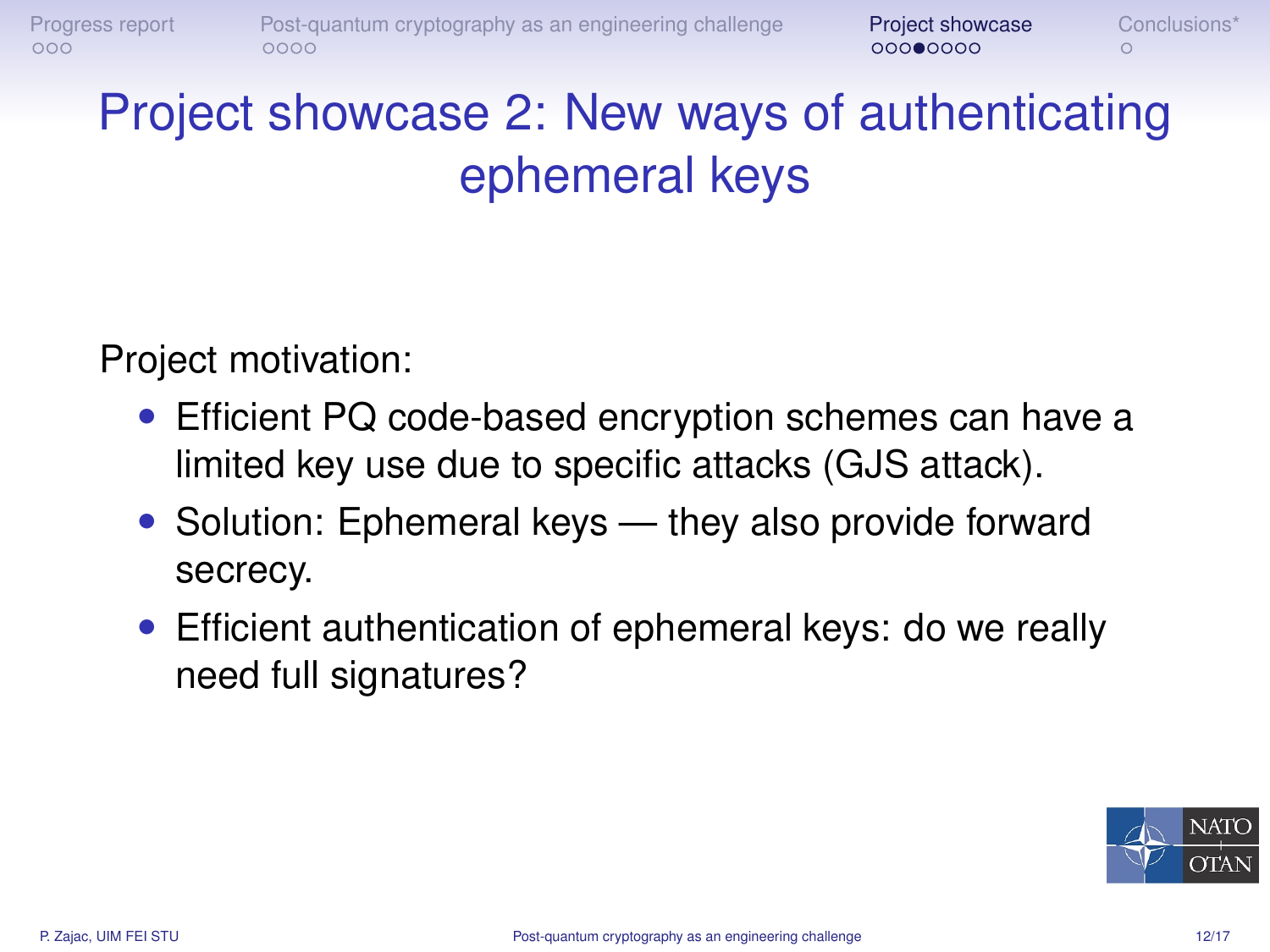# Project showcase 2: New ways of authenticating ephemeral keys

Project motivation:

- Efficient PQ code-based encryption schemes can have a limited key use due to specific attacks (GJS attack).
- Solution: Ephemeral keys — they also provide forward secrecy.
- Efficient authentication of ephemeral keys: do we really need full signatures?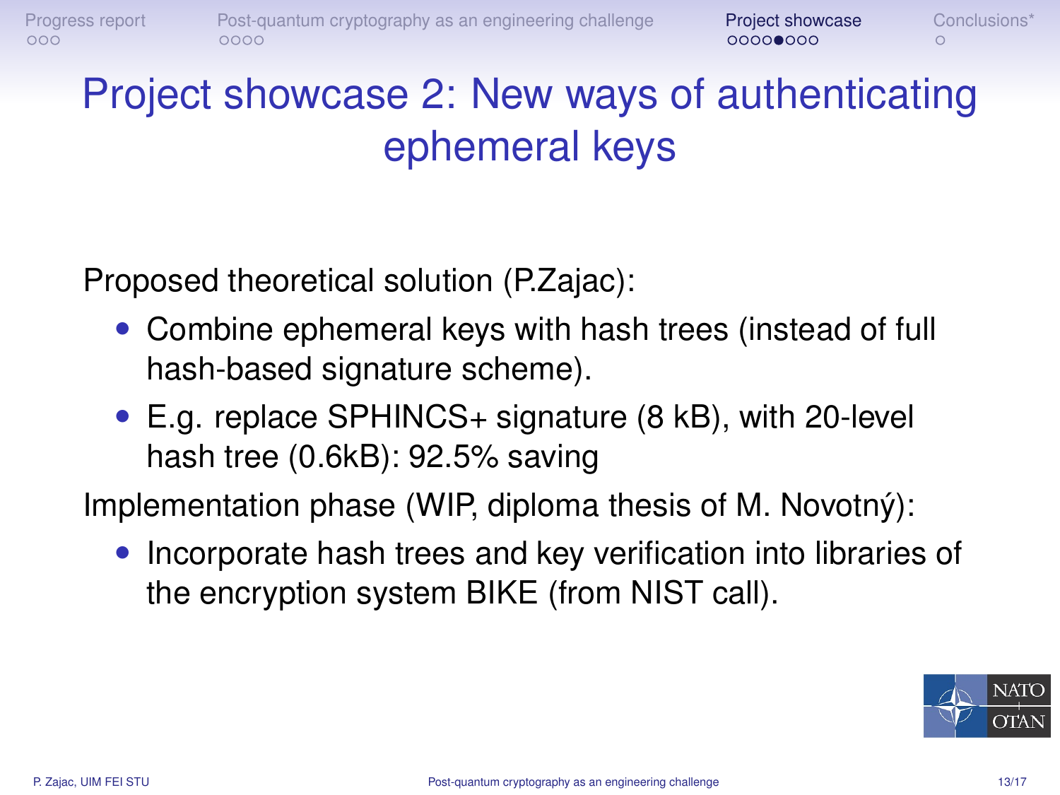# Project showcase 2: New ways of authenticating ephemeral keys

Proposed theoretical solution (P.Zajac):

- Combine ephemeral keys with hash trees (instead of full hash-based signature scheme).
- E.g. replace SPHINCS+ signature (8 kB), with 20-level hash tree (0.6kB): 92.5% saving

Implementation phase (WIP, diploma thesis of M. Novotný):

- Incorporate hash trees and key verification into libraries of the encryption system BIKE (from NIST call).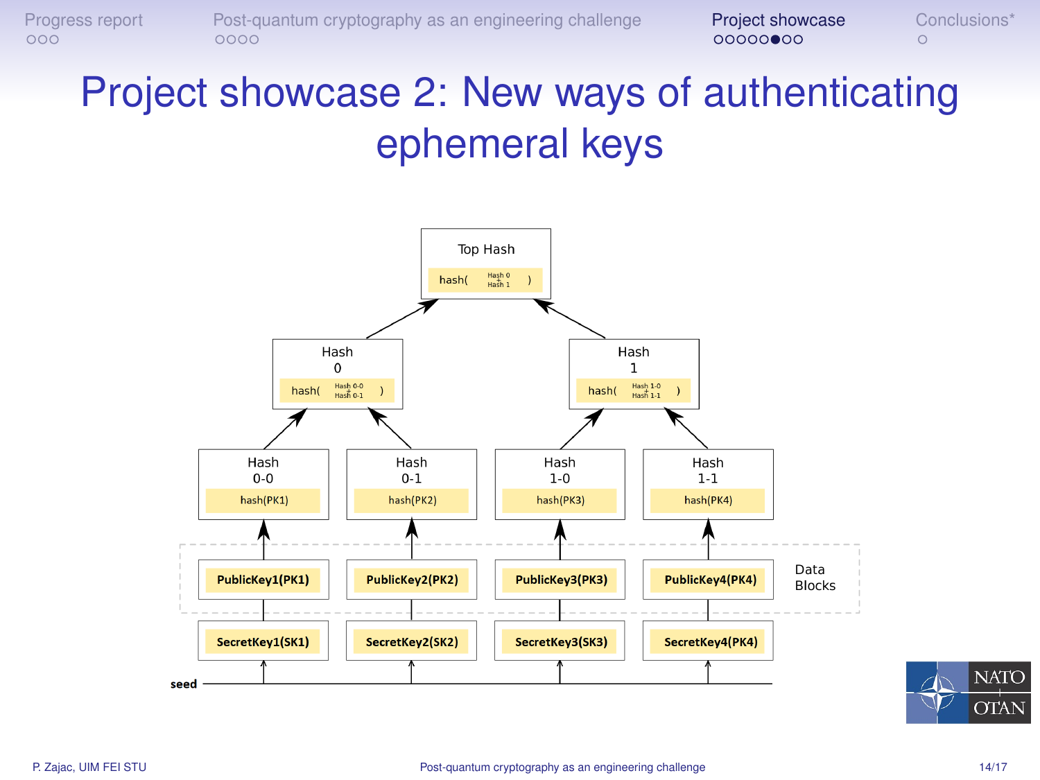# Project showcase 2: New ways of authenticating ephemeral keys

Top Hash

hash( Hash 0 + Hash 1 )

Hash 0

hash( Hash 0-0 + Hash 0-1 )

Hash 1

hash( Hash 1-0 + Hash 1-1 )

Hash 0-0

hash(PK1)

Hash 0-1

hash(PK2)

Hash 1-0

hash(PK3)

Hash 1-1

hash(PK4)

**PublicKey1(PK1)** **PublicKey2(PK2)** **PublicKey3(PK3)** **PublicKey4(PK4)**

Data Blocks

**SecretKey1(SK1)** **SecretKey2(SK2)** **SecretKey3(SK3)** **SecretKey4(PK4)**

**seed**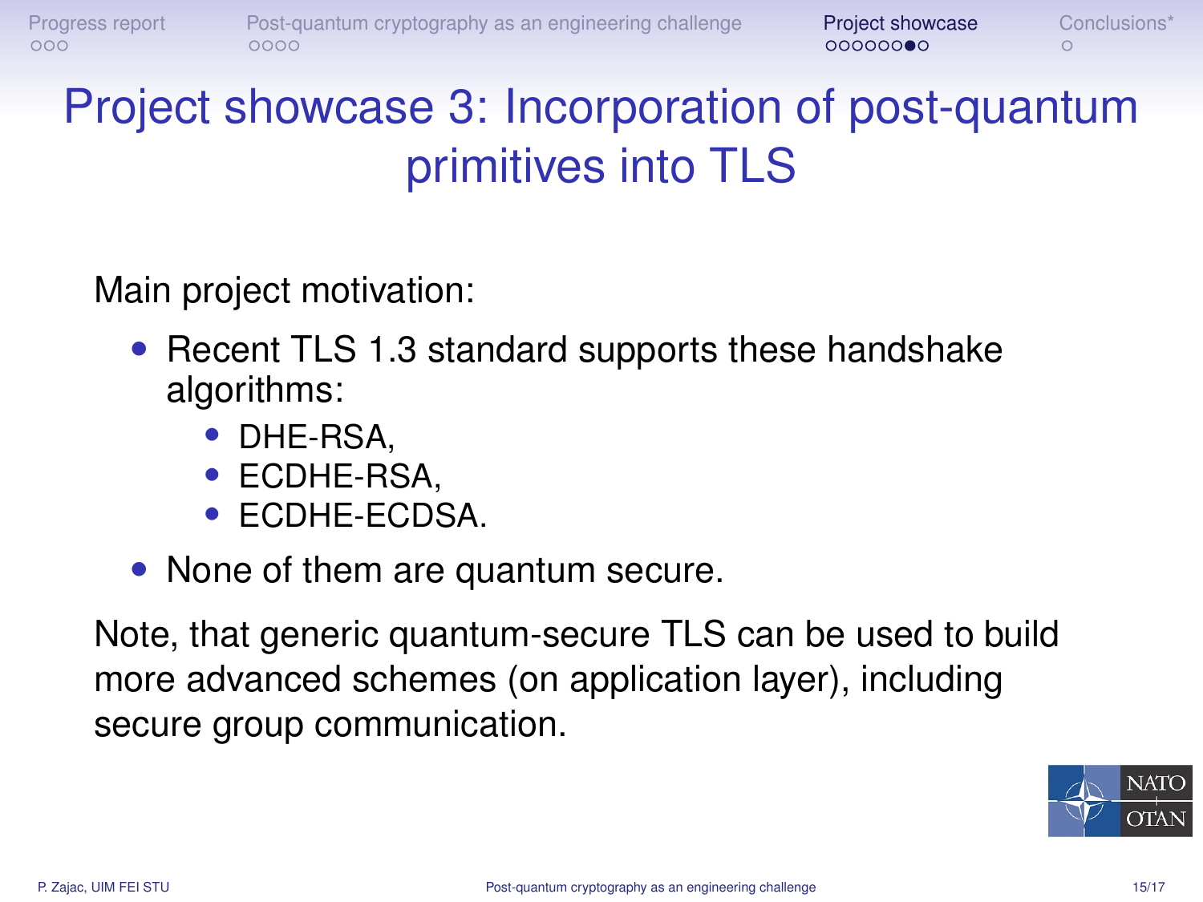# Project showcase 3: Incorporation of post-quantum primitives into TLS

Main project motivation:

- Recent TLS 1.3 standard supports these handshake algorithms:
  - DHE-RSA,
  - ECDHE-RSA,
  - ECDHE-ECDSA.
- None of them are quantum secure.

Note, that generic quantum-secure TLS can be used to build more advanced schemes (on application layer), including secure group communication.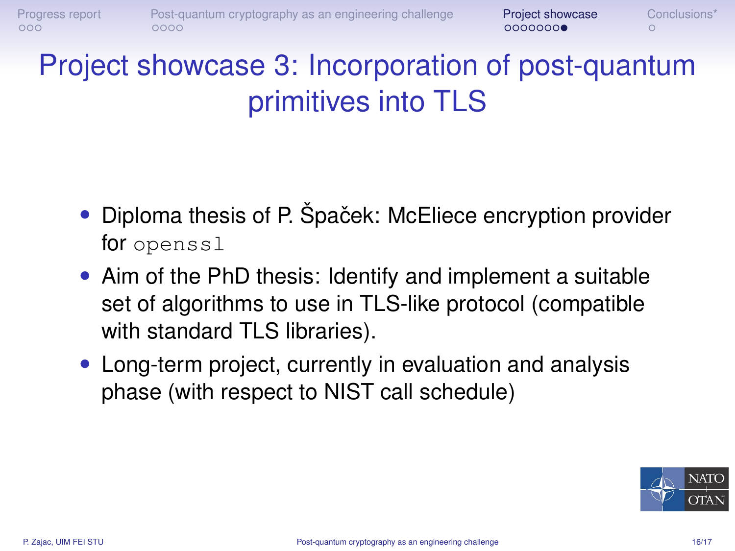# Project showcase 3: Incorporation of post-quantum primitives into TLS

- Diploma thesis of P. Špaček: McEliece encryption provider for `openssl`
- Aim of the PhD thesis: Identify and implement a suitable set of algorithms to use in TLS-like protocol (compatible with standard TLS libraries).
- Long-term project, currently in evaluation and analysis phase (with respect to NIST call schedule)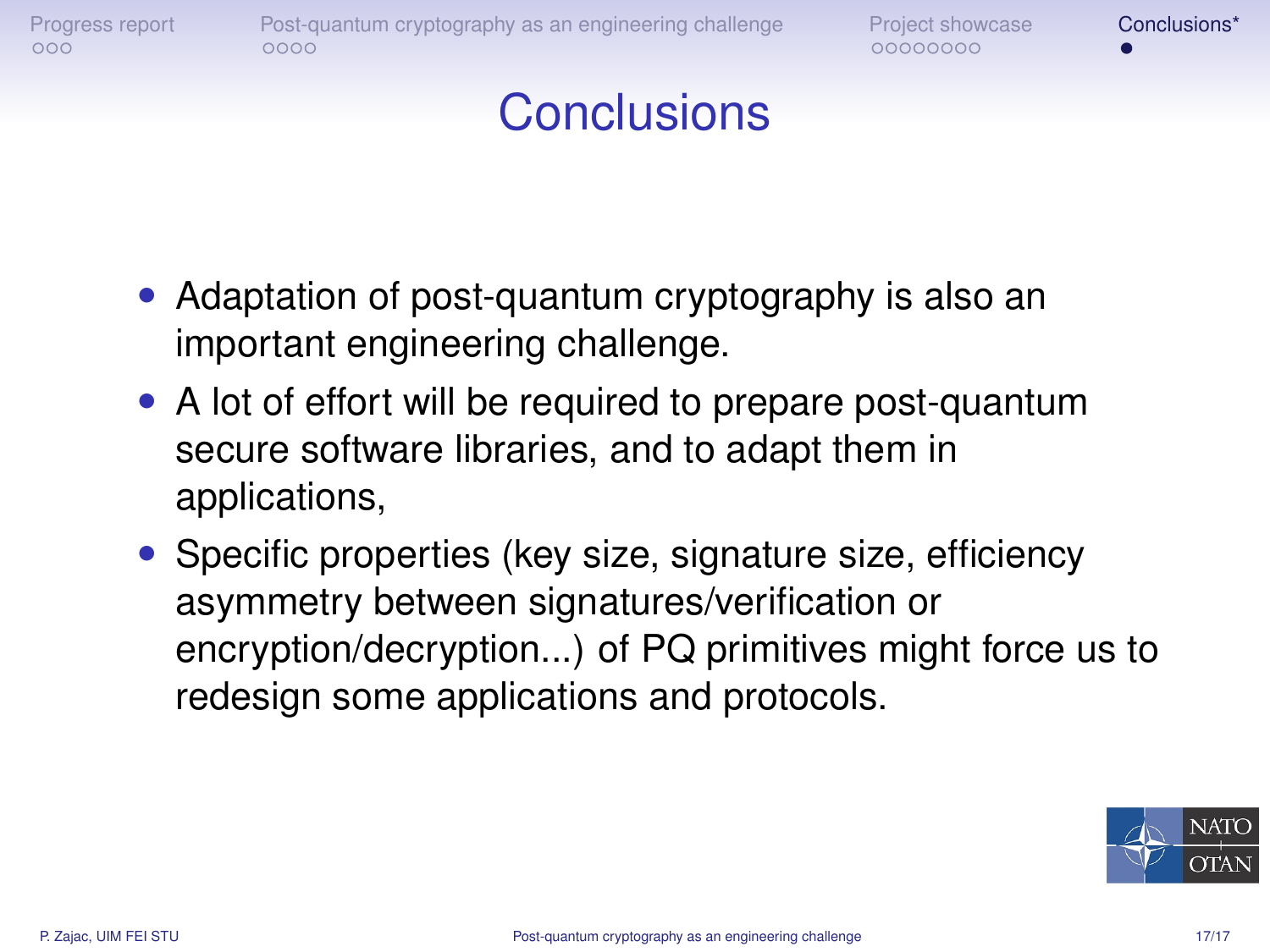# Conclusions

- Adaptation of post-quantum cryptography is also an important engineering challenge.
- A lot of effort will be required to prepare post-quantum secure software libraries, and to adapt them in applications,
- Specific properties (key size, signature size, efficiency asymmetry between signatures/verification or encryption/decryption...) of PQ primitives might force us to redesign some applications and protocols.